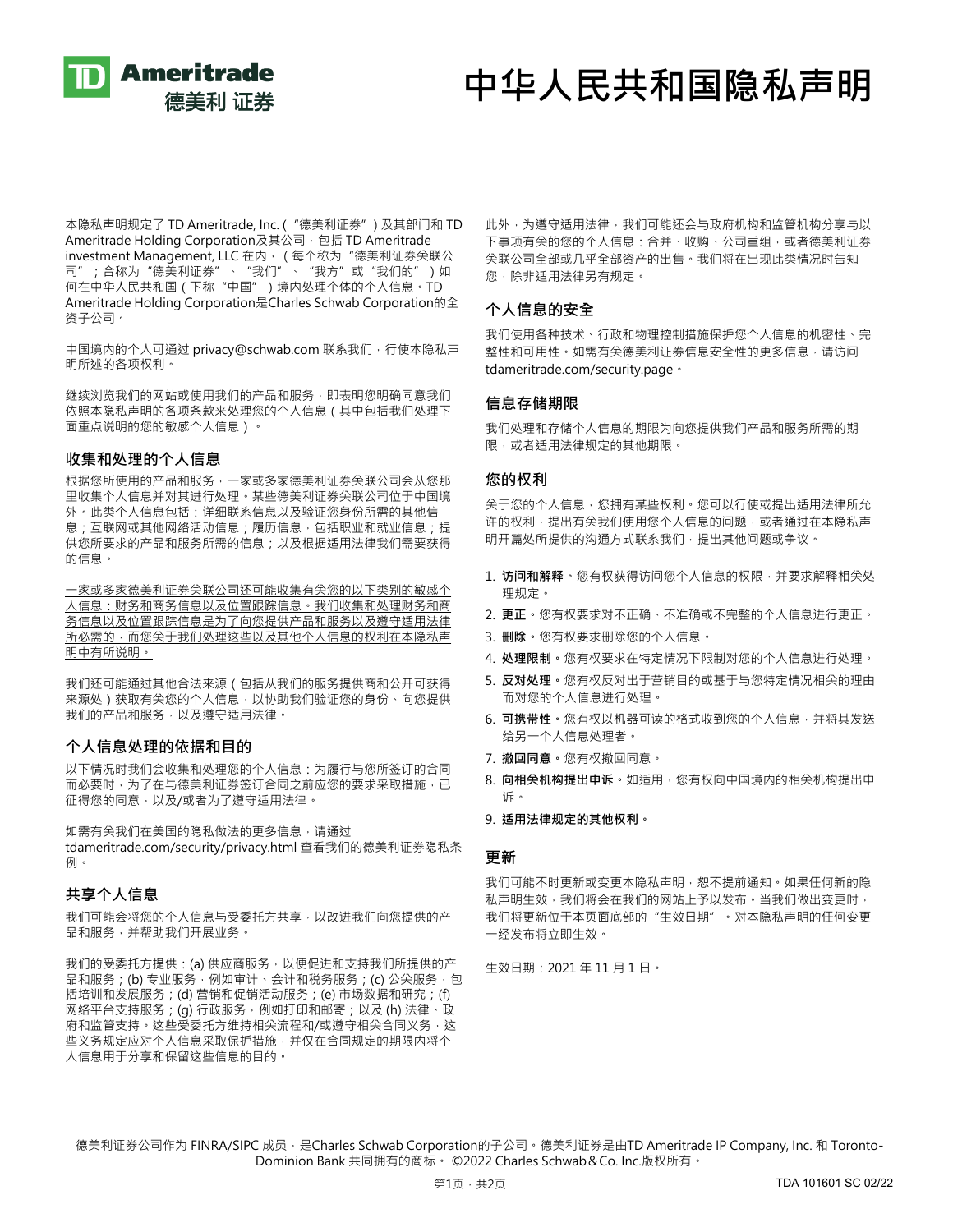# 中华人民共和国隐私声明

本隐私声明规定了 TD Ameritrade, Inc.（“德美利证券”）及其部门和 TD Ameritrade Holding Corporation及其公司，包括 TD Ameritrade investment Management, LLC 在内，（每个称为“德美利证券关联公司”；合称为“德美利证券”、“我们”、“我方”或“我们的”）如何在中华人民共和国（下称“中国”）境内处理个体的个人信息。TD Ameritrade Holding Corporation是Charles Schwab Corporation的全资子公司。

中国境内的个人可通过 privacy@schwab.com 联系我们，行使本隐私声明所述的各项权利。

继续浏览我们的网站或使用我们的产品和服务，即表明您明确同意我们依照本隐私声明的各项条款来处理您的个人信息（其中包括我们处理下面重点说明的您的敏感个人信息）。

## 收集和处理的个人信息

根据您所使用的产品和服务，一家或多家德美利证券关联公司会从您那里收集个人信息并对其进行处理。某些德美利证券关联公司位于中国境外。此类个人信息包括：详细联系信息以及验证您身份所需的其他信息；互联网或其他网络活动信息；履历信息，包括职业和就业信息；提供您所要求的产品和服务所需的信息；以及根据适用法律我们需要获得的信息。

<u>一家或多家德美利证券关联公司还可能收集有关您的以下类别的敏感个人信息：财务和商务信息以及位置跟踪信息。我们收集和处理财务和商务信息以及位置跟踪信息是为了向您提供产品和服务以及遵守适用法律所必需的，而您关于我们处理这些以及其他个人信息的权利在本隐私声明中有所说明。</u>

我们还可能通过其他合法来源（包括从我们的服务提供商和公开可获得来源处）获取有关您的个人信息，以协助我们验证您的身份、向您提供我们的产品和服务，以及遵守适用法律。

## 个人信息处理的依据和目的

以下情况时我们会收集和处理您的个人信息：为履行与您所签订的合同而必要时，为了在与德美利证券签订合同之前应您的要求采取措施，已征得您的同意，以及/或者为了遵守适用法律。

如需有关我们在美国的隐私做法的更多信息，请通过 tdameritrade.com/security/privacy.html 查看我们的德美利证券隐私条例。

## 共享个人信息

我们可能会将您的个人信息与受委托方共享，以改进我们向您提供的产品和服务，并帮助我们开展业务。

我们的受委托方提供：(a) 供应商服务，以便促进和支持我们所提供的产品和服务；(b) 专业服务，例如审计、会计和税务服务；(c) 公关服务，包括培训和发展服务；(d) 营销和促销活动服务；(e) 市场数据和研究；(f) 网络平台支持服务；(g) 行政服务，例如打印和邮寄；以及 (h) 法律、政府和监管支持。这些受委托方维持相关流程和/或遵守相关合同义务，这些义务规定应对个人信息采取保护措施，并仅在合同规定的期限内将个人信息用于分享和保留这些信息的目的。

此外，为遵守适用法律，我们可能还会与政府机构和监管机构分享与以下事项有关的您的个人信息：合并、收购、公司重组，或者德美利证券关联公司全部或几乎全部资产的出售。我们将在出现此类情况时告知您，除非适用法律另有规定。

## 个人信息的安全

我们使用各种技术、行政和物理控制措施保护您个人信息的机密性、完整性和可用性。如需有关德美利证券信息安全性的更多信息，请访问 tdameritrade.com/security.page。

## 信息存储期限

我们处理和存储个人信息的期限为向您提供我们产品和服务所需的期限，或者适用法律规定的其他期限。

## 您的权利

关于您的个人信息，您拥有某些权利。您可以行使或提出适用法律所允许的权利，提出有关我们使用您个人信息的问题，或者通过在本隐私声明开篇处所提供的沟通方式联系我们，提出其他问题或争议。

1. **访问和解释。**您有权获得访问您个人信息的权限，并要求解释相关处理规定。
2. **更正。**您有权要求对不正确、不准确或不完整的个人信息进行更正。
3. **删除。**您有权要求删除您的个人信息。
4. **处理限制。**您有权要求在特定情况下限制对您的个人信息进行处理。
5. **反对处理。**您有权反对出于营销目的或基于与您特定情况相关的理由而对您的个人信息进行处理。
6. **可携带性。**您有权以机器可读的格式收到您的个人信息，并将其发送给另一个人信息处理者。
7. **撤回同意。**您有权撤回同意。
8. **向相关机构提出申诉。**如适用，您有权向中国境内的相关机构提出申诉。
9. **适用法律规定的其他权利。**

## 更新

我们可能不时更新或变更本隐私声明，恕不提前通知。如果任何新的隐私声明生效，我们将会在我们的网站上予以发布。当我们做出变更时，我们将更新位于本页面底部的“生效日期”。对本隐私声明的任何变更一经发布将立即生效。

生效日期：2021 年 11 月 1 日。

德美利证券公司作为 FINRA/SIPC 成员，是Charles Schwab Corporation的子公司。德美利证券是由TD Ameritrade IP Company, Inc. 和 Toronto-Dominion Bank 共同拥有的商标。 ©2022 Charles Schwab＆Co. Inc.版权所有。

TDA 101601 SC 02/22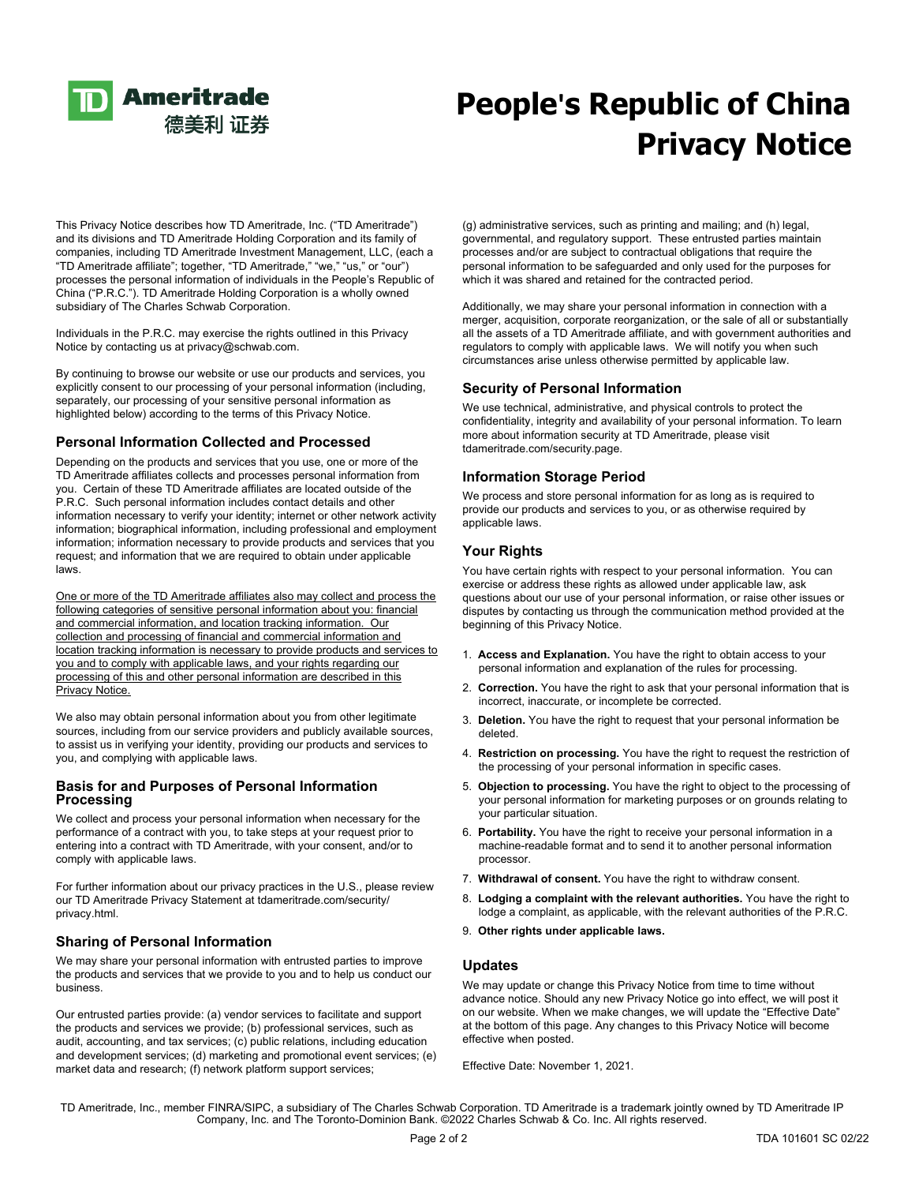TD Ameritrade 德美利 证券

# People's Republic of China Privacy Notice

This Privacy Notice describes how TD Ameritrade, Inc. ("TD Ameritrade") and its divisions and TD Ameritrade Holding Corporation and its family of companies, including TD Ameritrade Investment Management, LLC, (each a "TD Ameritrade affiliate"; together, "TD Ameritrade," "we," "us," or "our") processes the personal information of individuals in the People's Republic of China ("P.R.C."). TD Ameritrade Holding Corporation is a wholly owned subsidiary of The Charles Schwab Corporation.

Individuals in the P.R.C. may exercise the rights outlined in this Privacy Notice by contacting us at privacy@schwab.com.

By continuing to browse our website or use our products and services, you explicitly consent to our processing of your personal information (including, separately, our processing of your sensitive personal information as highlighted below) according to the terms of this Privacy Notice.

### Personal Information Collected and Processed

Depending on the products and services that you use, one or more of the TD Ameritrade affiliates collects and processes personal information from you. Certain of these TD Ameritrade affiliates are located outside of the P.R.C. Such personal information includes contact details and other information necessary to verify your identity; internet or other network activity information; biographical information, including professional and employment information; information necessary to provide products and services that you request; and information that we are required to obtain under applicable laws.

<u>One or more of the TD Ameritrade affiliates also may collect and process the following categories of sensitive personal information about you: financial and commercial information, and location tracking information. Our collection and processing of financial and commercial information and location tracking information is necessary to provide products and services to you and to comply with applicable laws, and your rights regarding our processing of this and other personal information are described in this Privacy Notice.</u>

We also may obtain personal information about you from other legitimate sources, including from our service providers and publicly available sources, to assist us in verifying your identity, providing our products and services to you, and complying with applicable laws.

### Basis for and Purposes of Personal Information Processing

We collect and process your personal information when necessary for the performance of a contract with you, to take steps at your request prior to entering into a contract with TD Ameritrade, with your consent, and/or to comply with applicable laws.

For further information about our privacy practices in the U.S., please review our TD Ameritrade Privacy Statement at tdameritrade.com/security/privacy.html.

### Sharing of Personal Information

We may share your personal information with entrusted parties to improve the products and services that we provide to you and to help us conduct our business.

Our entrusted parties provide: (a) vendor services to facilitate and support the products and services we provide; (b) professional services, such as audit, accounting, and tax services; (c) public relations, including education and development services; (d) marketing and promotional event services; (e) market data and research; (f) network platform support services; (g) administrative services, such as printing and mailing; and (h) legal, governmental, and regulatory support. These entrusted parties maintain processes and/or are subject to contractual obligations that require the personal information to be safeguarded and only used for the purposes for which it was shared and retained for the contracted period.

Additionally, we may share your personal information in connection with a merger, acquisition, corporate reorganization, or the sale of all or substantially all the assets of a TD Ameritrade affiliate, and with government authorities and regulators to comply with applicable laws. We will notify you when such circumstances arise unless otherwise permitted by applicable law.

### Security of Personal Information

We use technical, administrative, and physical controls to protect the confidentiality, integrity and availability of your personal information. To learn more about information security at TD Ameritrade, please visit tdameritrade.com/security.page.

### Information Storage Period

We process and store personal information for as long as is required to provide our products and services to you, or as otherwise required by applicable laws.

### Your Rights

You have certain rights with respect to your personal information. You can exercise or address these rights as allowed under applicable law, ask questions about our use of your personal information, or raise other issues or disputes by contacting us through the communication method provided at the beginning of this Privacy Notice.

1. **Access and Explanation.** You have the right to obtain access to your personal information and explanation of the rules for processing.
2. **Correction.** You have the right to ask that your personal information that is incorrect, inaccurate, or incomplete be corrected.
3. **Deletion.** You have the right to request that your personal information be deleted.
4. **Restriction on processing.** You have the right to request the restriction of the processing of your personal information in specific cases.
5. **Objection to processing.** You have the right to object to the processing of your personal information for marketing purposes or on grounds relating to your particular situation.
6. **Portability.** You have the right to receive your personal information in a machine-readable format and to send it to another personal information processor.
7. **Withdrawal of consent.** You have the right to withdraw consent.
8. **Lodging a complaint with the relevant authorities.** You have the right to lodge a complaint, as applicable, with the relevant authorities of the P.R.C.
9. **Other rights under applicable laws.**

### Updates

We may update or change this Privacy Notice from time to time without advance notice. Should any new Privacy Notice go into effect, we will post it on our website. When we make changes, we will update the "Effective Date" at the bottom of this page. Any changes to this Privacy Notice will become effective when posted.

Effective Date: November 1, 2021.

TD Ameritrade, Inc., member FINRA/SIPC, a subsidiary of The Charles Schwab Corporation. TD Ameritrade is a trademark jointly owned by TD Ameritrade IP Company, Inc. and The Toronto-Dominion Bank. ©2022 Charles Schwab & Co. Inc. All rights reserved.

TDA 101601 SC 02/22